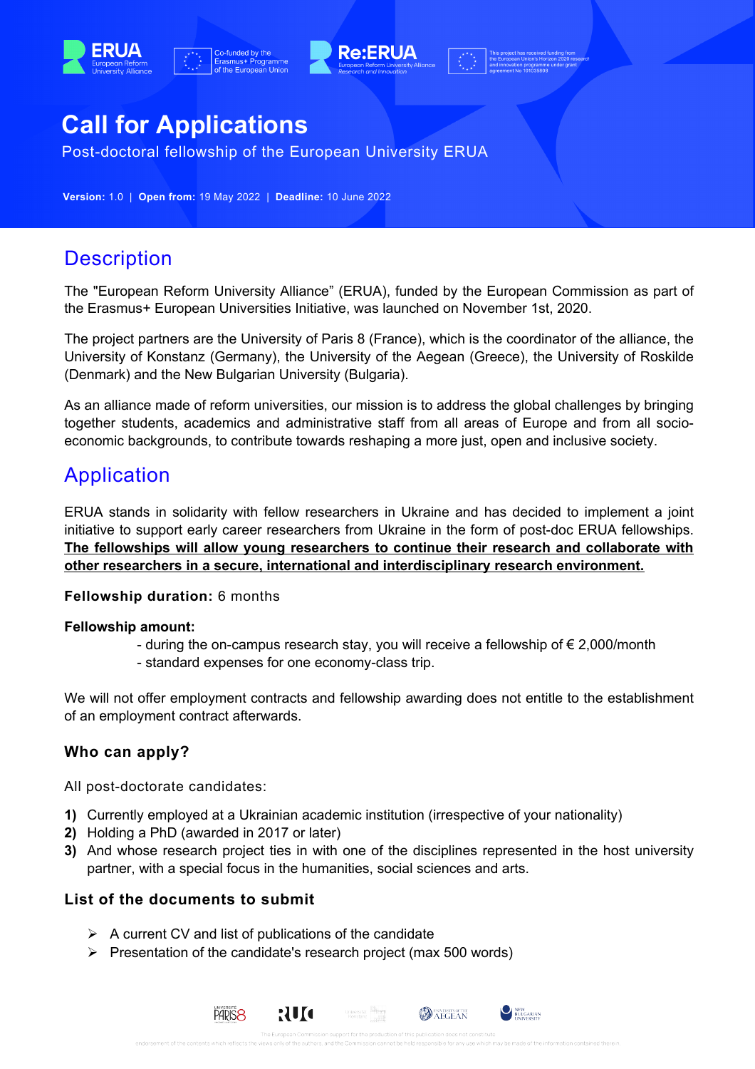# Call for Applications

Post-doctoral fellowship of the European University ERUA

**Version:** 1.0 | **Open from:** 19 May 2022 | **Deadline:** 10 June 2022

## Description

The "European Reform University Alliance" (ERUA), funded by the European Commission as part of the Erasmus+ European Universities Initiative, was launched on November 1st, 2020.

The project partners are the University of Paris 8 (France), which is the coordinator of the alliance, the University of Konstanz (Germany), the University of the Aegean (Greece), the University of Roskilde (Denmark) and the New Bulgarian University (Bulgaria).

As an alliance made of reform universities, our mission is to address the global challenges by bringing together students, academics and administrative staff from all areas of Europe and from all socio-economic backgrounds, to contribute towards reshaping a more just, open and inclusive society.

## Application

ERUA stands in solidarity with fellow researchers in Ukraine and has decided to implement a joint initiative to support early career researchers from Ukraine in the form of post-doc ERUA fellowships. **The fellowships will allow young researchers to continue their research and collaborate with other researchers in a secure, international and interdisciplinary research environment.**

**Fellowship duration:** 6 months

**Fellowship amount:**

- during the on-campus research stay, you will receive a fellowship of € 2,000/month
- standard expenses for one economy-class trip.

We will not offer employment contracts and fellowship awarding does not entitle to the establishment of an employment contract afterwards.

### Who can apply?

All post-doctorate candidates:

1) Currently employed at a Ukrainian academic institution (irrespective of your nationality)
2) Holding a PhD (awarded in 2017 or later)
3) And whose research project ties in with one of the disciplines represented in the host university partner, with a special focus in the humanities, social sciences and arts.

### List of the documents to submit

- A current CV and list of publications of the candidate
- Presentation of the candidate's research project (max 500 words)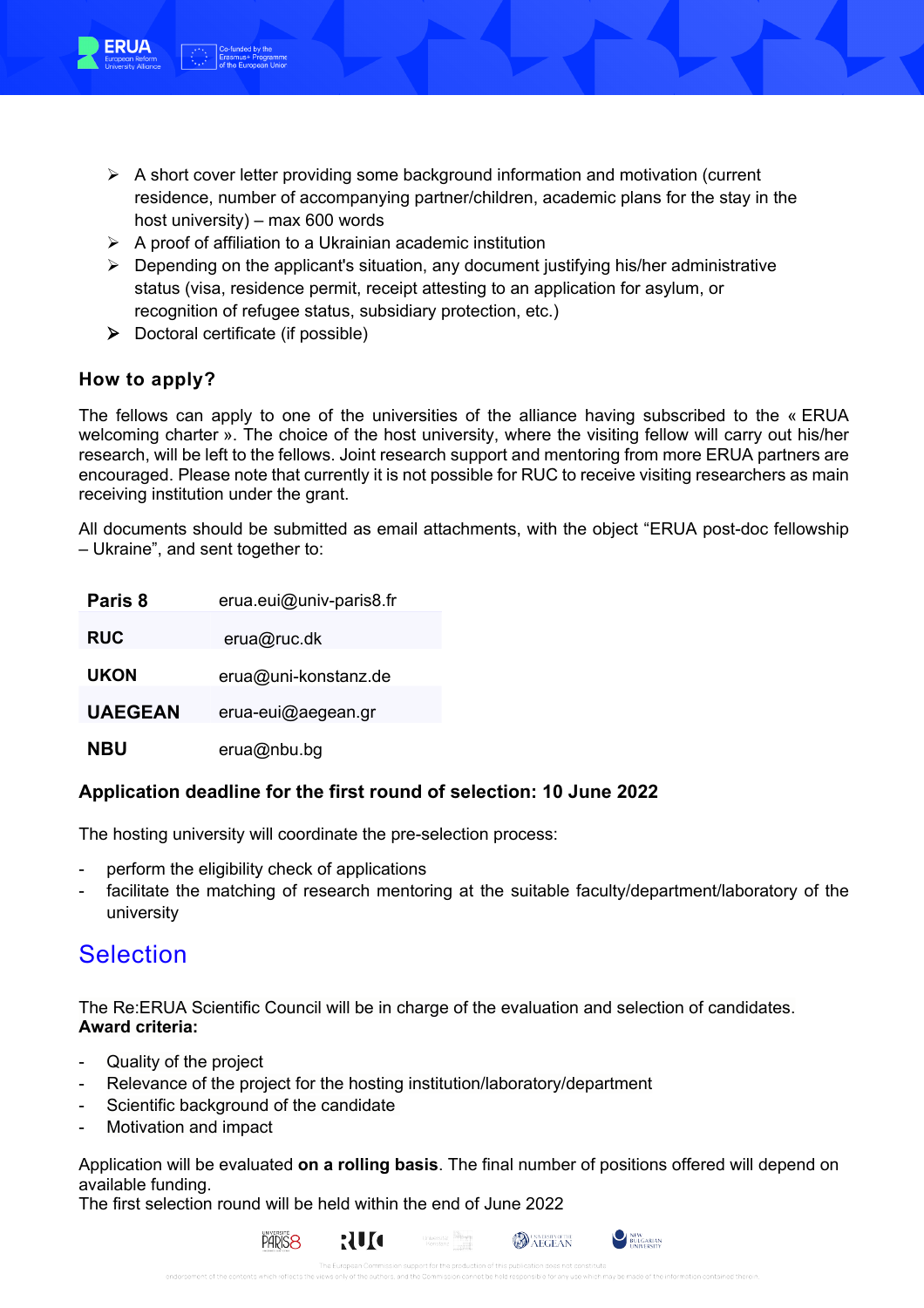- A short cover letter providing some background information and motivation (current residence, number of accompanying partner/children, academic plans for the stay in the host university) – max 600 words
- A proof of affiliation to a Ukrainian academic institution
- Depending on the applicant's situation, any document justifying his/her administrative status (visa, residence permit, receipt attesting to an application for asylum, or recognition of refugee status, subsidiary protection, etc.)
- Doctoral certificate (if possible)

### How to apply?

The fellows can apply to one of the universities of the alliance having subscribed to the « ERUA welcoming charter ». The choice of the host university, where the visiting fellow will carry out his/her research, will be left to the fellows. Joint research support and mentoring from more ERUA partners are encouraged. Please note that currently it is not possible for RUC to receive visiting researchers as main receiving institution under the grant.

All documents should be submitted as email attachments, with the object "ERUA post-doc fellowship – Ukraine", and sent together to:

| | |
|---|---|
| **Paris 8** | erua.eui@univ-paris8.fr |
| **RUC** | erua@ruc.dk |
| **UKON** | erua@uni-konstanz.de |
| **UAEGEAN** | erua-eui@aegean.gr |
| **NBU** | erua@nbu.bg |

**Application deadline for the first round of selection: 10 June 2022**

The hosting university will coordinate the pre-selection process:

- perform the eligibility check of applications
- facilitate the matching of research mentoring at the suitable faculty/department/laboratory of the university

## Selection

The Re:ERUA Scientific Council will be in charge of the evaluation and selection of candidates.
**Award criteria:**

- Quality of the project
- Relevance of the project for the hosting institution/laboratory/department
- Scientific background of the candidate
- Motivation and impact

Application will be evaluated **on a rolling basis**. The final number of positions offered will depend on available funding.
The first selection round will be held within the end of June 2022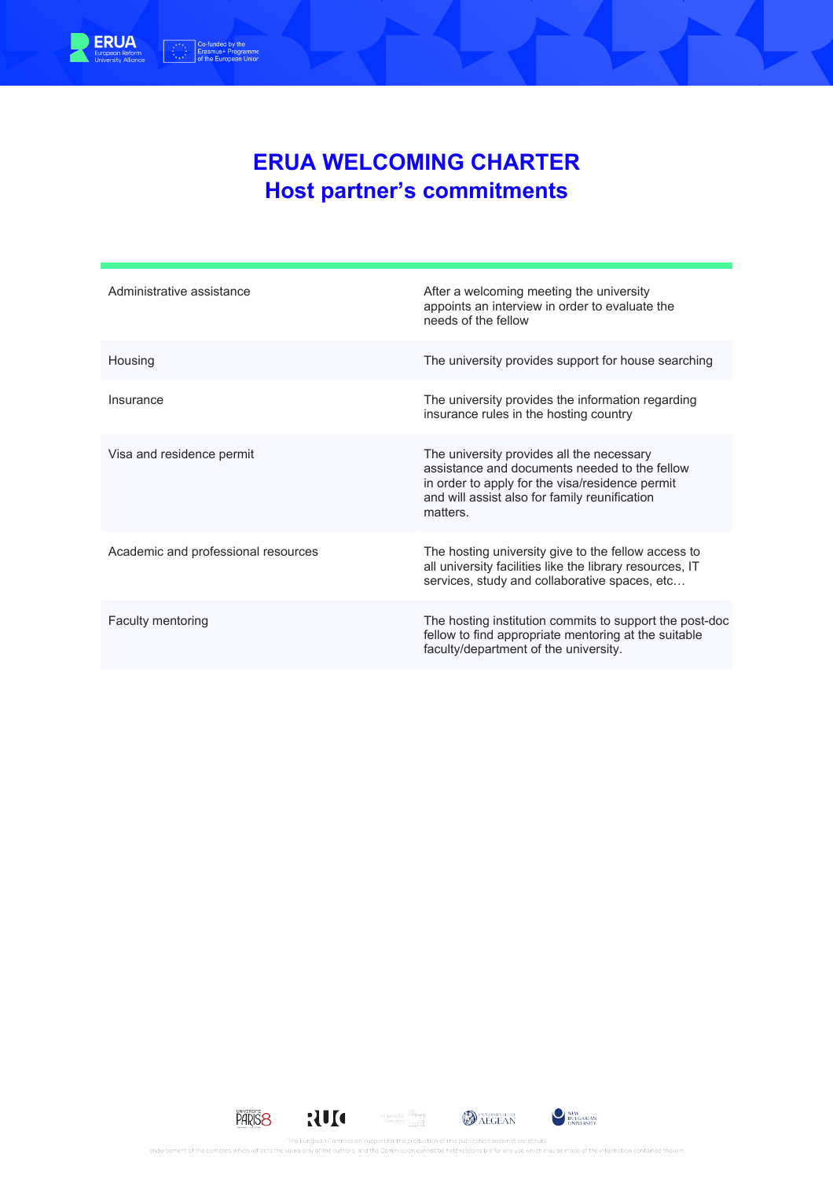# ERUA WELCOMING CHARTER
## Host partner's commitments

| | |
|---|---|
| Administrative assistance | After a welcoming meeting the university appoints an interview in order to evaluate the needs of the fellow |
| Housing | The university provides support for house searching |
| Insurance | The university provides the information regarding insurance rules in the hosting country |
| Visa and residence permit | The university provides all the necessary assistance and documents needed to the fellow in order to apply for the visa/residence permit and will assist also for family reunification matters. |
| Academic and professional resources | The hosting university give to the fellow access to all university facilities like the library resources, IT services, study and collaborative spaces, etc… |
| Faculty mentoring | The hosting institution commits to support the post-doc fellow to find appropriate mentoring at the suitable faculty/department of the university. |

The European Commission support for the production of this publication does not constitute endorsement of the contents which reflects the views only of the authors, and the Commission cannot be held responsible for any use which may be made of the information contained therein.